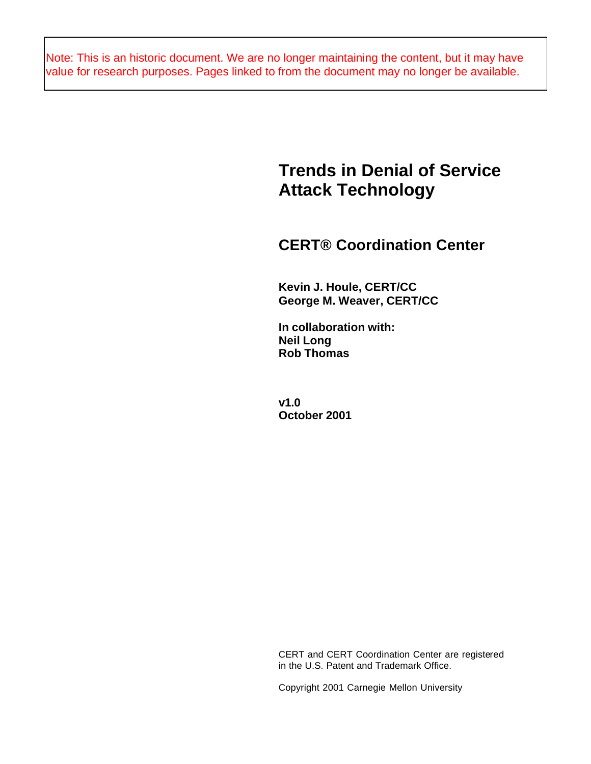Note: This is an historic document. We are no longer maintaining the content, but it may have value for research purposes. Pages linked to from the document may no longer be available.

# Trends in Denial of Service Attack Technology

## CERT® Coordination Center

**Kevin J. Houle, CERT/CC**
**George M. Weaver, CERT/CC**

**In collaboration with:**
**Neil Long**
**Rob Thomas**

**v1.0**
**October 2001**

CERT and CERT Coordination Center are registered in the U.S. Patent and Trademark Office.

Copyright 2001 Carnegie Mellon University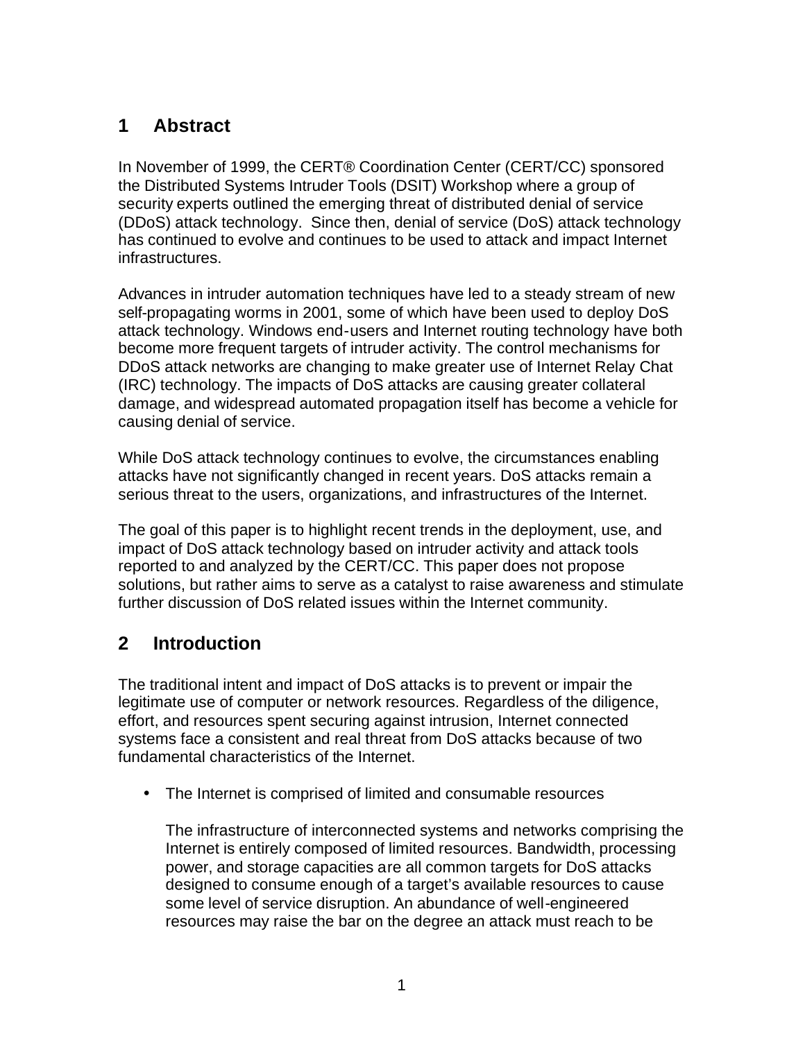## 1 Abstract

In November of 1999, the CERT® Coordination Center (CERT/CC) sponsored the Distributed Systems Intruder Tools (DSIT) Workshop where a group of security experts outlined the emerging threat of distributed denial of service (DDoS) attack technology. Since then, denial of service (DoS) attack technology has continued to evolve and continues to be used to attack and impact Internet infrastructures.

Advances in intruder automation techniques have led to a steady stream of new self-propagating worms in 2001, some of which have been used to deploy DoS attack technology. Windows end-users and Internet routing technology have both become more frequent targets of intruder activity. The control mechanisms for DDoS attack networks are changing to make greater use of Internet Relay Chat (IRC) technology. The impacts of DoS attacks are causing greater collateral damage, and widespread automated propagation itself has become a vehicle for causing denial of service.

While DoS attack technology continues to evolve, the circumstances enabling attacks have not significantly changed in recent years. DoS attacks remain a serious threat to the users, organizations, and infrastructures of the Internet.

The goal of this paper is to highlight recent trends in the deployment, use, and impact of DoS attack technology based on intruder activity and attack tools reported to and analyzed by the CERT/CC. This paper does not propose solutions, but rather aims to serve as a catalyst to raise awareness and stimulate further discussion of DoS related issues within the Internet community.

## 2 Introduction

The traditional intent and impact of DoS attacks is to prevent or impair the legitimate use of computer or network resources. Regardless of the diligence, effort, and resources spent securing against intrusion, Internet connected systems face a consistent and real threat from DoS attacks because of two fundamental characteristics of the Internet.

- The Internet is comprised of limited and consumable resources

  The infrastructure of interconnected systems and networks comprising the Internet is entirely composed of limited resources. Bandwidth, processing power, and storage capacities are all common targets for DoS attacks designed to consume enough of a target's available resources to cause some level of service disruption. An abundance of well-engineered resources may raise the bar on the degree an attack must reach to be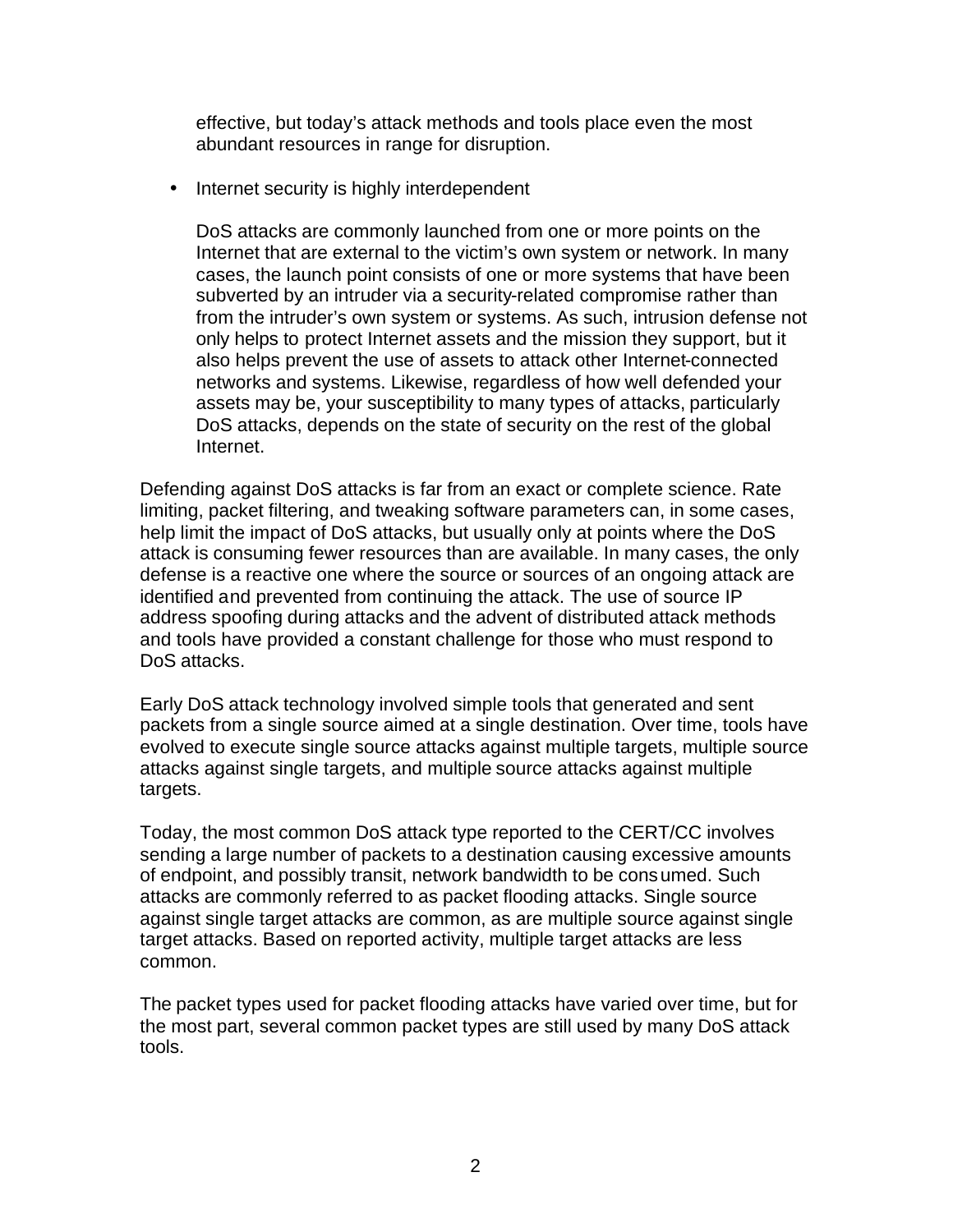effective, but today's attack methods and tools place even the most abundant resources in range for disruption.

- Internet security is highly interdependent

  DoS attacks are commonly launched from one or more points on the Internet that are external to the victim's own system or network. In many cases, the launch point consists of one or more systems that have been subverted by an intruder via a security-related compromise rather than from the intruder's own system or systems. As such, intrusion defense not only helps to protect Internet assets and the mission they support, but it also helps prevent the use of assets to attack other Internet-connected networks and systems. Likewise, regardless of how well defended your assets may be, your susceptibility to many types of attacks, particularly DoS attacks, depends on the state of security on the rest of the global Internet.

Defending against DoS attacks is far from an exact or complete science. Rate limiting, packet filtering, and tweaking software parameters can, in some cases, help limit the impact of DoS attacks, but usually only at points where the DoS attack is consuming fewer resources than are available. In many cases, the only defense is a reactive one where the source or sources of an ongoing attack are identified and prevented from continuing the attack. The use of source IP address spoofing during attacks and the advent of distributed attack methods and tools have provided a constant challenge for those who must respond to DoS attacks.

Early DoS attack technology involved simple tools that generated and sent packets from a single source aimed at a single destination. Over time, tools have evolved to execute single source attacks against multiple targets, multiple source attacks against single targets, and multiple source attacks against multiple targets.

Today, the most common DoS attack type reported to the CERT/CC involves sending a large number of packets to a destination causing excessive amounts of endpoint, and possibly transit, network bandwidth to be consumed. Such attacks are commonly referred to as packet flooding attacks. Single source against single target attacks are common, as are multiple source against single target attacks. Based on reported activity, multiple target attacks are less common.

The packet types used for packet flooding attacks have varied over time, but for the most part, several common packet types are still used by many DoS attack tools.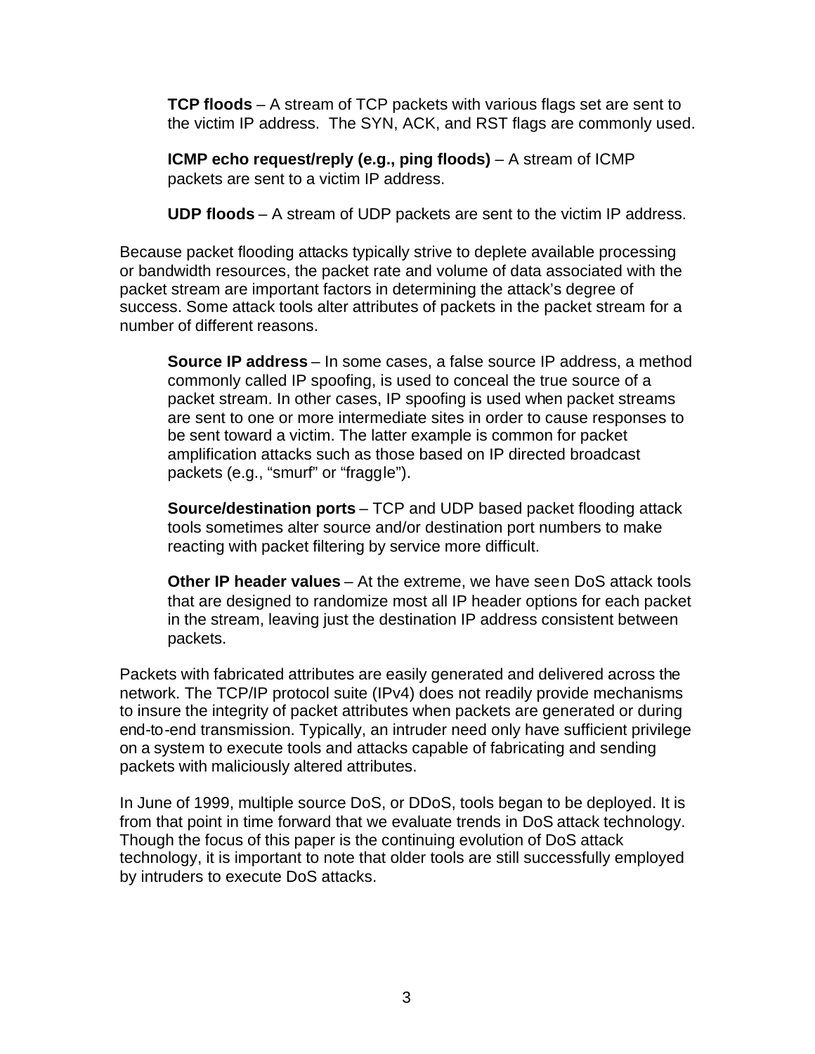**TCP floods** – A stream of TCP packets with various flags set are sent to the victim IP address. The SYN, ACK, and RST flags are commonly used.

**ICMP echo request/reply (e.g., ping floods)** – A stream of ICMP packets are sent to a victim IP address.

**UDP floods** – A stream of UDP packets are sent to the victim IP address.

Because packet flooding attacks typically strive to deplete available processing or bandwidth resources, the packet rate and volume of data associated with the packet stream are important factors in determining the attack's degree of success. Some attack tools alter attributes of packets in the packet stream for a number of different reasons.

**Source IP address** – In some cases, a false source IP address, a method commonly called IP spoofing, is used to conceal the true source of a packet stream. In other cases, IP spoofing is used when packet streams are sent to one or more intermediate sites in order to cause responses to be sent toward a victim. The latter example is common for packet amplification attacks such as those based on IP directed broadcast packets (e.g., "smurf" or "fraggle").

**Source/destination ports** – TCP and UDP based packet flooding attack tools sometimes alter source and/or destination port numbers to make reacting with packet filtering by service more difficult.

**Other IP header values** – At the extreme, we have seen DoS attack tools that are designed to randomize most all IP header options for each packet in the stream, leaving just the destination IP address consistent between packets.

Packets with fabricated attributes are easily generated and delivered across the network. The TCP/IP protocol suite (IPv4) does not readily provide mechanisms to insure the integrity of packet attributes when packets are generated or during end-to-end transmission. Typically, an intruder need only have sufficient privilege on a system to execute tools and attacks capable of fabricating and sending packets with maliciously altered attributes.

In June of 1999, multiple source DoS, or DDoS, tools began to be deployed. It is from that point in time forward that we evaluate trends in DoS attack technology. Though the focus of this paper is the continuing evolution of DoS attack technology, it is important to note that older tools are still successfully employed by intruders to execute DoS attacks.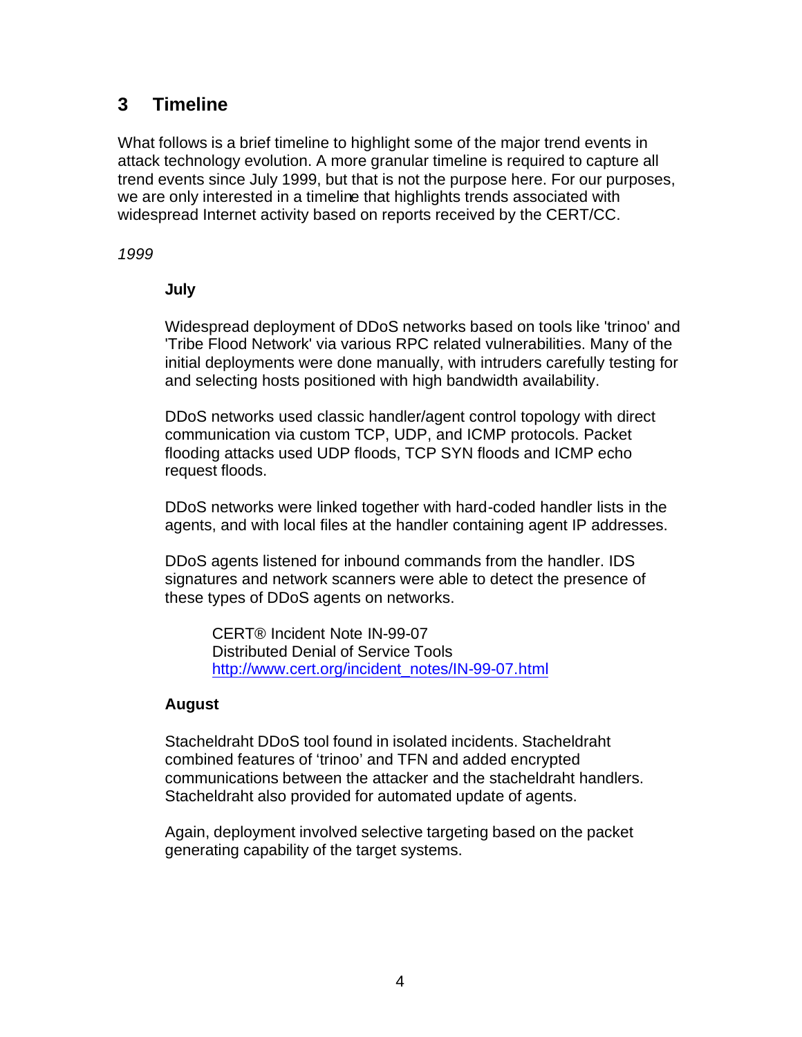## 3 Timeline

What follows is a brief timeline to highlight some of the major trend events in attack technology evolution. A more granular timeline is required to capture all trend events since July 1999, but that is not the purpose here. For our purposes, we are only interested in a timeline that highlights trends associated with widespread Internet activity based on reports received by the CERT/CC.

*1999*

**July**

Widespread deployment of DDoS networks based on tools like 'trinoo' and 'Tribe Flood Network' via various RPC related vulnerabilities. Many of the initial deployments were done manually, with intruders carefully testing for and selecting hosts positioned with high bandwidth availability.

DDoS networks used classic handler/agent control topology with direct communication via custom TCP, UDP, and ICMP protocols. Packet flooding attacks used UDP floods, TCP SYN floods and ICMP echo request floods.

DDoS networks were linked together with hard-coded handler lists in the agents, and with local files at the handler containing agent IP addresses.

DDoS agents listened for inbound commands from the handler. IDS signatures and network scanners were able to detect the presence of these types of DDoS agents on networks.

> CERT® Incident Note IN-99-07
> Distributed Denial of Service Tools
> http://www.cert.org/incident_notes/IN-99-07.html

**August**

Stacheldraht DDoS tool found in isolated incidents. Stacheldraht combined features of 'trinoo' and TFN and added encrypted communications between the attacker and the stacheldraht handlers. Stacheldraht also provided for automated update of agents.

Again, deployment involved selective targeting based on the packet generating capability of the target systems.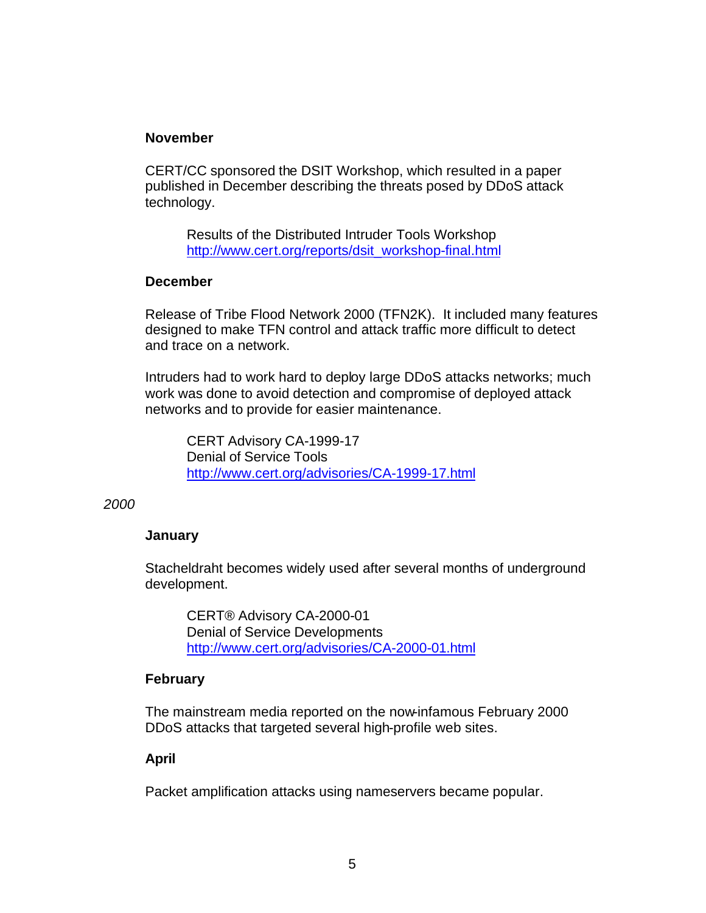#### November

CERT/CC sponsored the DSIT Workshop, which resulted in a paper published in December describing the threats posed by DDoS attack technology.

> Results of the Distributed Intruder Tools Workshop
> http://www.cert.org/reports/dsit_workshop-final.html

#### December

Release of Tribe Flood Network 2000 (TFN2K). It included many features designed to make TFN control and attack traffic more difficult to detect and trace on a network.

Intruders had to work hard to deploy large DDoS attacks networks; much work was done to avoid detection and compromise of deployed attack networks and to provide for easier maintenance.

> CERT Advisory CA-1999-17
> Denial of Service Tools
> http://www.cert.org/advisories/CA-1999-17.html

### *2000*

#### January

Stacheldraht becomes widely used after several months of underground development.

> CERT® Advisory CA-2000-01
> Denial of Service Developments
> http://www.cert.org/advisories/CA-2000-01.html

#### February

The mainstream media reported on the now-infamous February 2000 DDoS attacks that targeted several high-profile web sites.

#### April

Packet amplification attacks using nameservers became popular.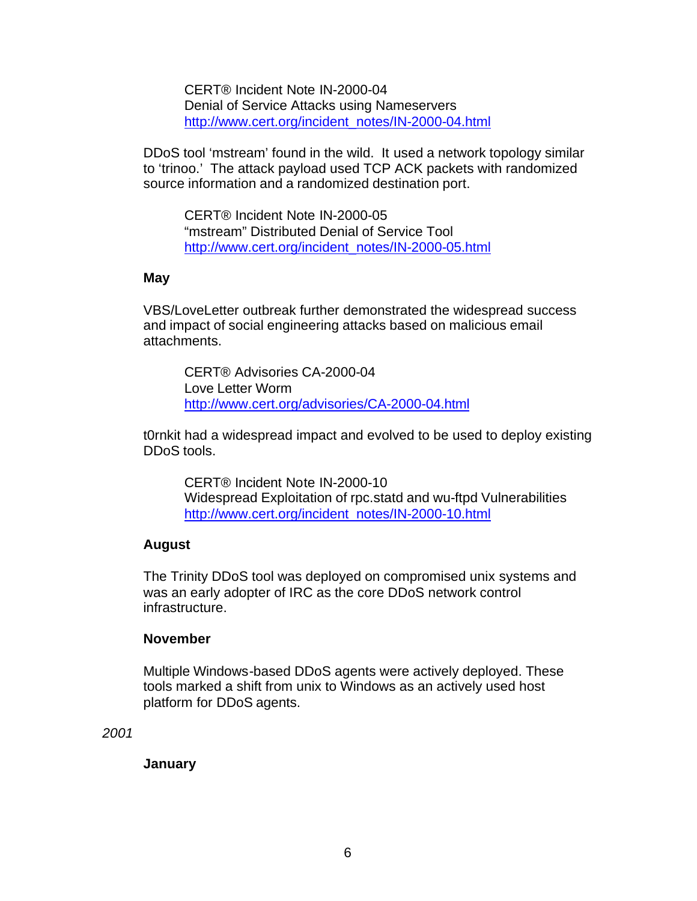CERT® Incident Note IN-2000-04
Denial of Service Attacks using Nameservers
http://www.cert.org/incident_notes/IN-2000-04.html

DDoS tool 'mstream' found in the wild. It used a network topology similar to 'trinoo.' The attack payload used TCP ACK packets with randomized source information and a randomized destination port.

CERT® Incident Note IN-2000-05
"mstream" Distributed Denial of Service Tool
http://www.cert.org/incident_notes/IN-2000-05.html

**May**

VBS/LoveLetter outbreak further demonstrated the widespread success and impact of social engineering attacks based on malicious email attachments.

CERT® Advisories CA-2000-04
Love Letter Worm
http://www.cert.org/advisories/CA-2000-04.html

t0rnkit had a widespread impact and evolved to be used to deploy existing DDoS tools.

CERT® Incident Note IN-2000-10
Widespread Exploitation of rpc.statd and wu-ftpd Vulnerabilities
http://www.cert.org/incident_notes/IN-2000-10.html

**August**

The Trinity DDoS tool was deployed on compromised unix systems and was an early adopter of IRC as the core DDoS network control infrastructure.

**November**

Multiple Windows-based DDoS agents were actively deployed. These tools marked a shift from unix to Windows as an actively used host platform for DDoS agents.

*2001*

**January**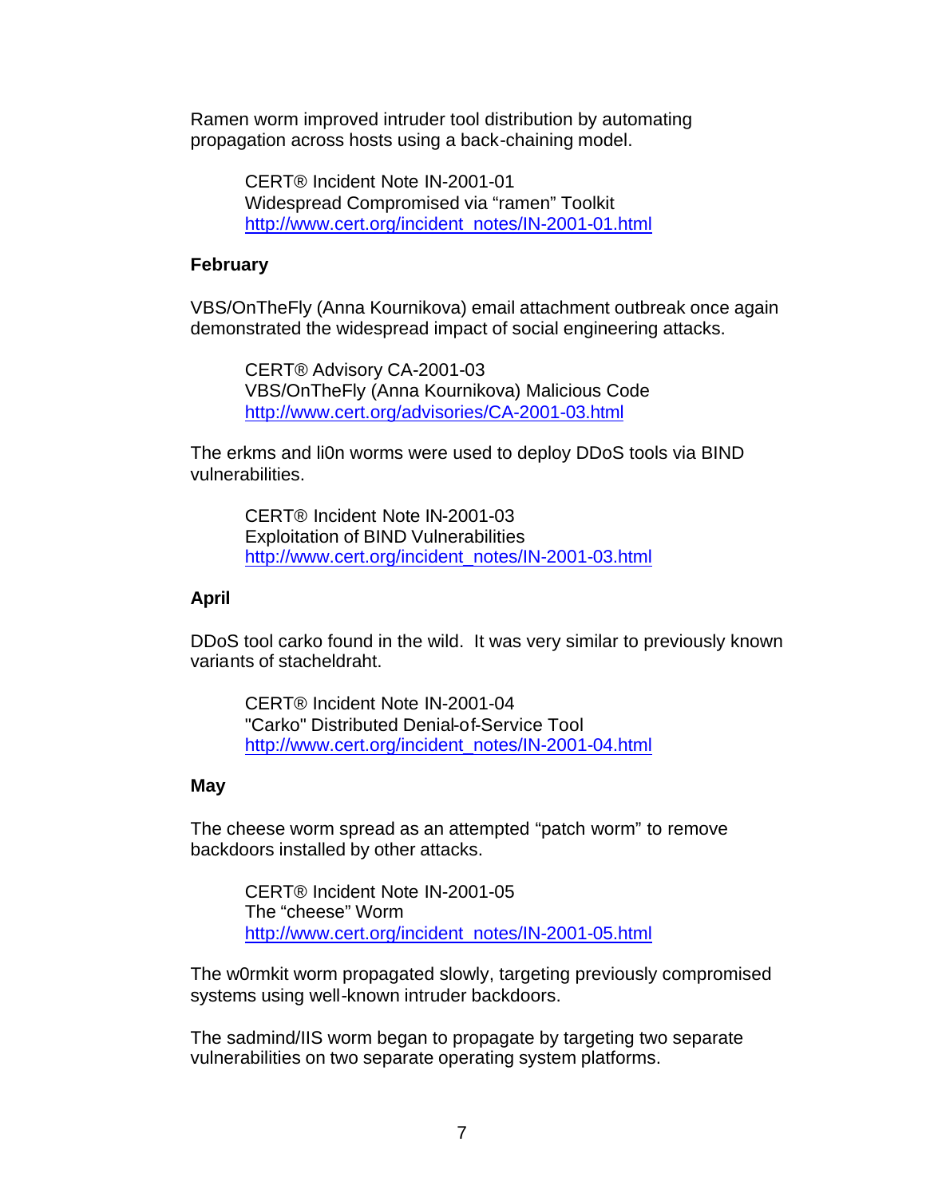Ramen worm improved intruder tool distribution by automating propagation across hosts using a back-chaining model.

> CERT® Incident Note IN-2001-01
> Widespread Compromised via “ramen” Toolkit
> http://www.cert.org/incident_notes/IN-2001-01.html

**February**

VBS/OnTheFly (Anna Kournikova) email attachment outbreak once again demonstrated the widespread impact of social engineering attacks.

> CERT® Advisory CA-2001-03
> VBS/OnTheFly (Anna Kournikova) Malicious Code
> http://www.cert.org/advisories/CA-2001-03.html

The erkms and li0n worms were used to deploy DDoS tools via BIND vulnerabilities.

> CERT® Incident Note IN-2001-03
> Exploitation of BIND Vulnerabilities
> http://www.cert.org/incident_notes/IN-2001-03.html

**April**

DDoS tool carko found in the wild. It was very similar to previously known variants of stacheldraht.

> CERT® Incident Note IN-2001-04
> "Carko" Distributed Denial-of-Service Tool
> http://www.cert.org/incident_notes/IN-2001-04.html

**May**

The cheese worm spread as an attempted “patch worm” to remove backdoors installed by other attacks.

> CERT® Incident Note IN-2001-05
> The “cheese” Worm
> http://www.cert.org/incident_notes/IN-2001-05.html

The w0rmkit worm propagated slowly, targeting previously compromised systems using well-known intruder backdoors.

The sadmind/IIS worm began to propagate by targeting two separate vulnerabilities on two separate operating system platforms.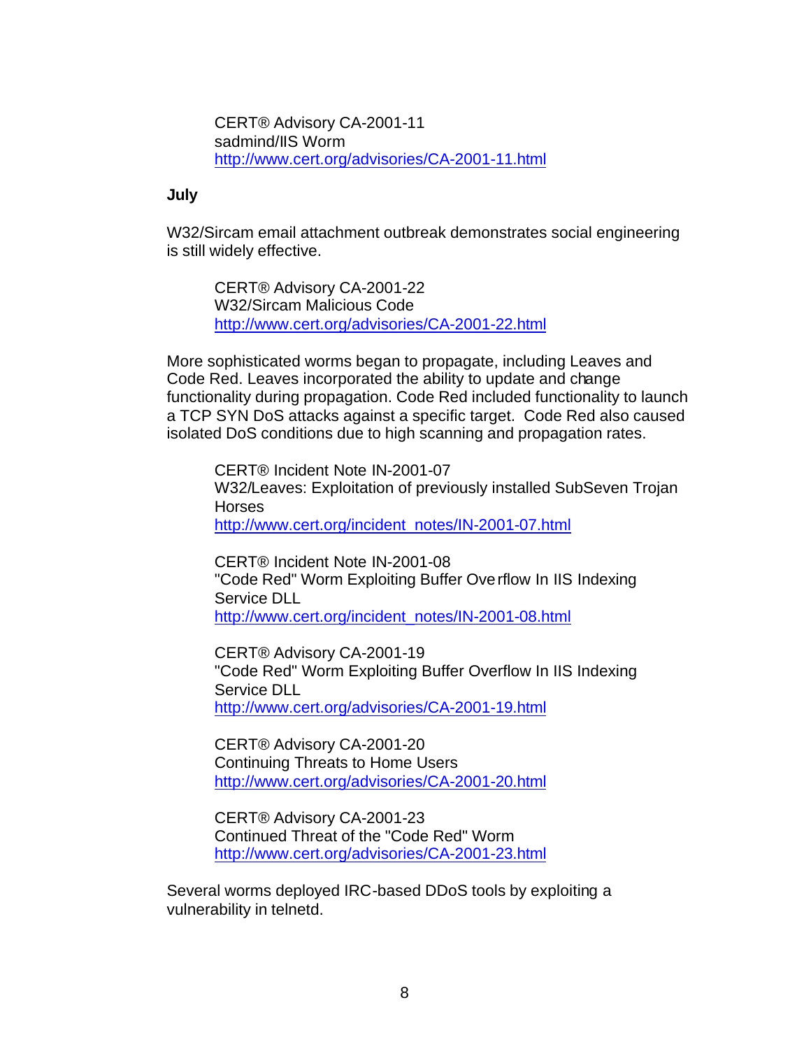CERT® Advisory CA-2001-11
sadmind/IIS Worm
http://www.cert.org/advisories/CA-2001-11.html

**July**

W32/Sircam email attachment outbreak demonstrates social engineering is still widely effective.

CERT® Advisory CA-2001-22
W32/Sircam Malicious Code
http://www.cert.org/advisories/CA-2001-22.html

More sophisticated worms began to propagate, including Leaves and Code Red. Leaves incorporated the ability to update and change functionality during propagation. Code Red included functionality to launch a TCP SYN DoS attacks against a specific target. Code Red also caused isolated DoS conditions due to high scanning and propagation rates.

CERT® Incident Note IN-2001-07
W32/Leaves: Exploitation of previously installed SubSeven Trojan Horses
http://www.cert.org/incident_notes/IN-2001-07.html

CERT® Incident Note IN-2001-08
"Code Red" Worm Exploiting Buffer Overflow In IIS Indexing Service DLL
http://www.cert.org/incident_notes/IN-2001-08.html

CERT® Advisory CA-2001-19
"Code Red" Worm Exploiting Buffer Overflow In IIS Indexing Service DLL
http://www.cert.org/advisories/CA-2001-19.html

CERT® Advisory CA-2001-20
Continuing Threats to Home Users
http://www.cert.org/advisories/CA-2001-20.html

CERT® Advisory CA-2001-23
Continued Threat of the "Code Red" Worm
http://www.cert.org/advisories/CA-2001-23.html

Several worms deployed IRC-based DDoS tools by exploiting a vulnerability in telnetd.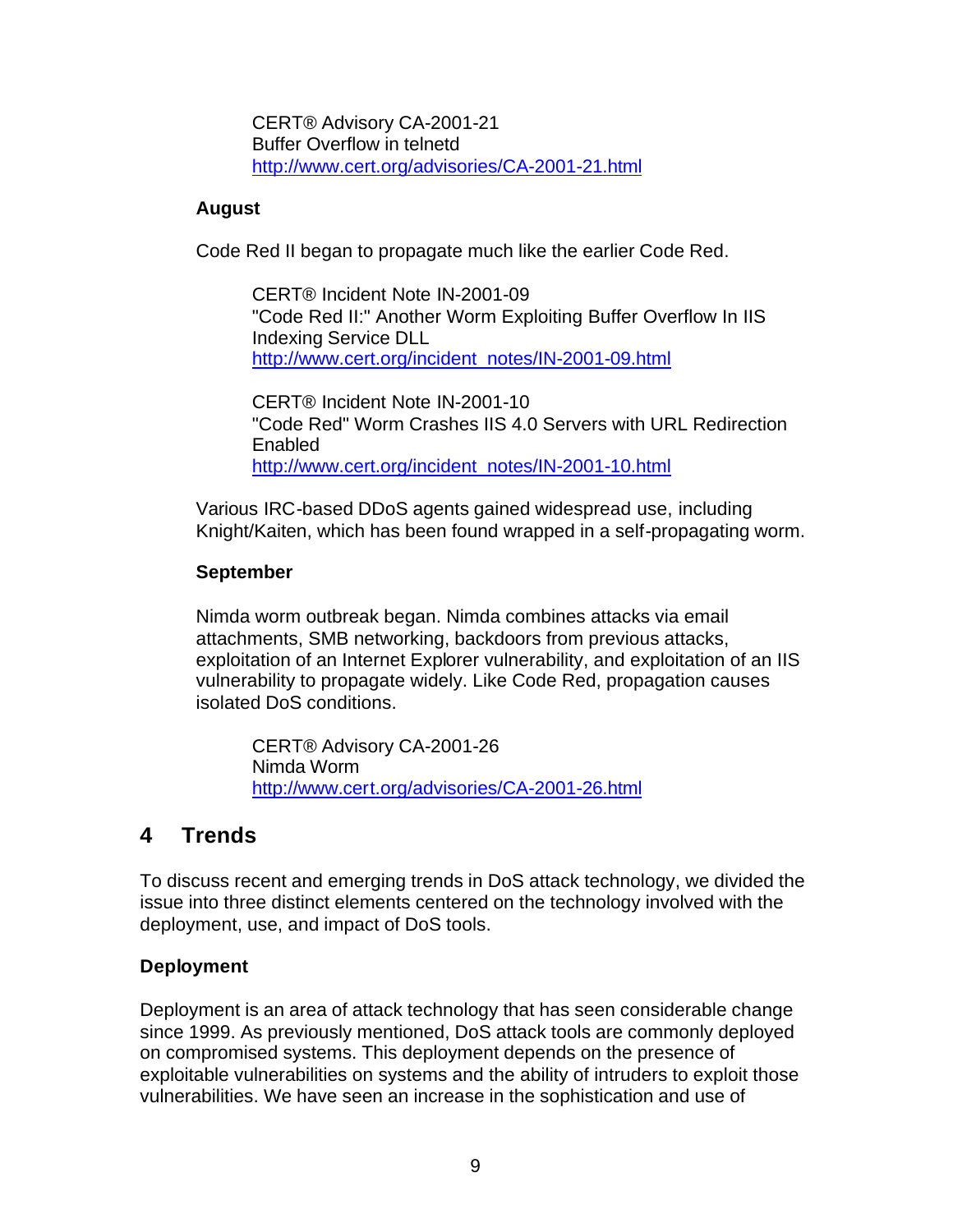CERT® Advisory CA-2001-21
Buffer Overflow in telnetd
http://www.cert.org/advisories/CA-2001-21.html

**August**

Code Red II began to propagate much like the earlier Code Red.

CERT® Incident Note IN-2001-09
"Code Red II:" Another Worm Exploiting Buffer Overflow In IIS Indexing Service DLL
http://www.cert.org/incident_notes/IN-2001-09.html

CERT® Incident Note IN-2001-10
"Code Red" Worm Crashes IIS 4.0 Servers with URL Redirection Enabled
http://www.cert.org/incident_notes/IN-2001-10.html

Various IRC-based DDoS agents gained widespread use, including Knight/Kaiten, which has been found wrapped in a self-propagating worm.

**September**

Nimda worm outbreak began. Nimda combines attacks via email attachments, SMB networking, backdoors from previous attacks, exploitation of an Internet Explorer vulnerability, and exploitation of an IIS vulnerability to propagate widely. Like Code Red, propagation causes isolated DoS conditions.

CERT® Advisory CA-2001-26
Nimda Worm
http://www.cert.org/advisories/CA-2001-26.html

## 4 Trends

To discuss recent and emerging trends in DoS attack technology, we divided the issue into three distinct elements centered on the technology involved with the deployment, use, and impact of DoS tools.

**Deployment**

Deployment is an area of attack technology that has seen considerable change since 1999. As previously mentioned, DoS attack tools are commonly deployed on compromised systems. This deployment depends on the presence of exploitable vulnerabilities on systems and the ability of intruders to exploit those vulnerabilities. We have seen an increase in the sophistication and use of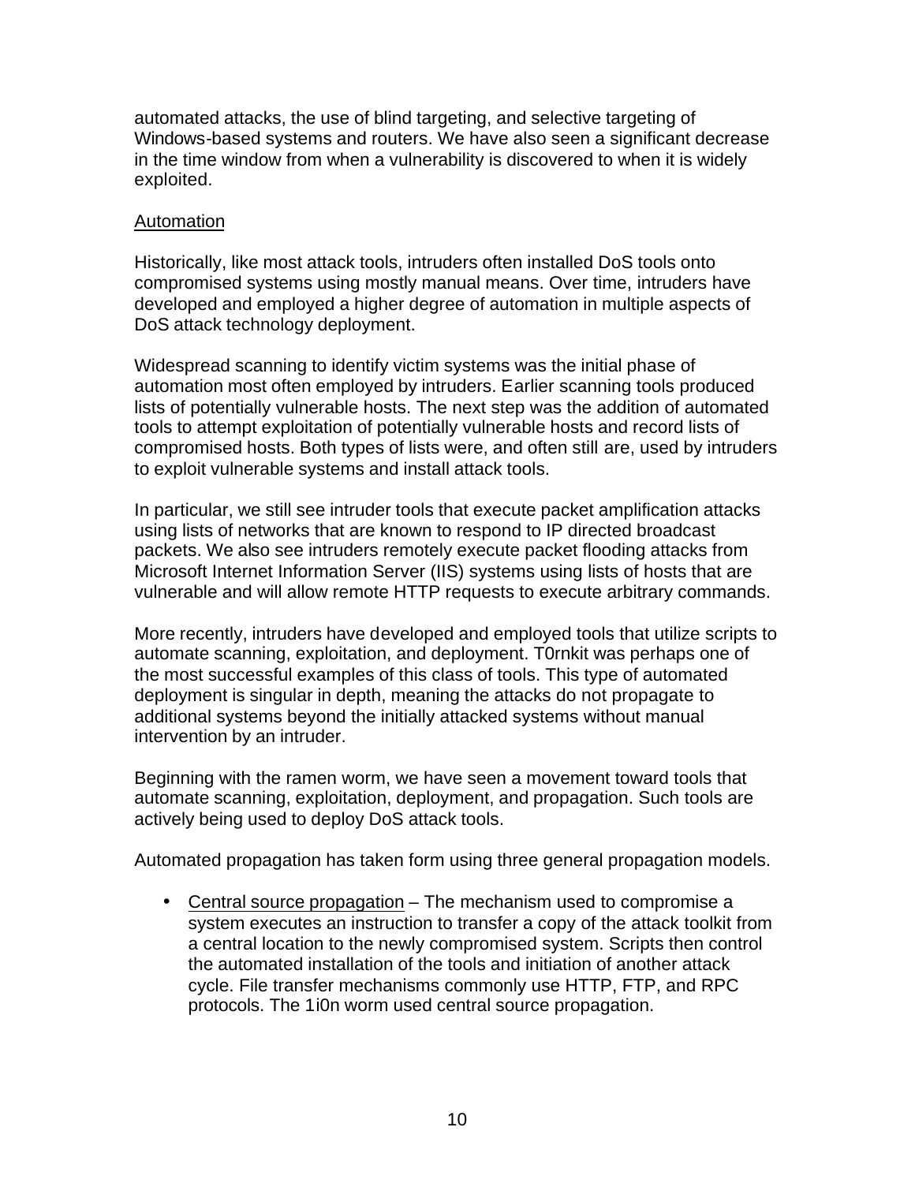automated attacks, the use of blind targeting, and selective targeting of Windows-based systems and routers. We have also seen a significant decrease in the time window from when a vulnerability is discovered to when it is widely exploited.

### Automation

Historically, like most attack tools, intruders often installed DoS tools onto compromised systems using mostly manual means. Over time, intruders have developed and employed a higher degree of automation in multiple aspects of DoS attack technology deployment.

Widespread scanning to identify victim systems was the initial phase of automation most often employed by intruders. Earlier scanning tools produced lists of potentially vulnerable hosts. The next step was the addition of automated tools to attempt exploitation of potentially vulnerable hosts and record lists of compromised hosts. Both types of lists were, and often still are, used by intruders to exploit vulnerable systems and install attack tools.

In particular, we still see intruder tools that execute packet amplification attacks using lists of networks that are known to respond to IP directed broadcast packets. We also see intruders remotely execute packet flooding attacks from Microsoft Internet Information Server (IIS) systems using lists of hosts that are vulnerable and will allow remote HTTP requests to execute arbitrary commands.

More recently, intruders have developed and employed tools that utilize scripts to automate scanning, exploitation, and deployment. T0rnkit was perhaps one of the most successful examples of this class of tools. This type of automated deployment is singular in depth, meaning the attacks do not propagate to additional systems beyond the initially attacked systems without manual intervention by an intruder.

Beginning with the ramen worm, we have seen a movement toward tools that automate scanning, exploitation, deployment, and propagation. Such tools are actively being used to deploy DoS attack tools.

Automated propagation has taken form using three general propagation models.

- Central source propagation – The mechanism used to compromise a system executes an instruction to transfer a copy of the attack toolkit from a central location to the newly compromised system. Scripts then control the automated installation of the tools and initiation of another attack cycle. File transfer mechanisms commonly use HTTP, FTP, and RPC protocols. The 1i0n worm used central source propagation.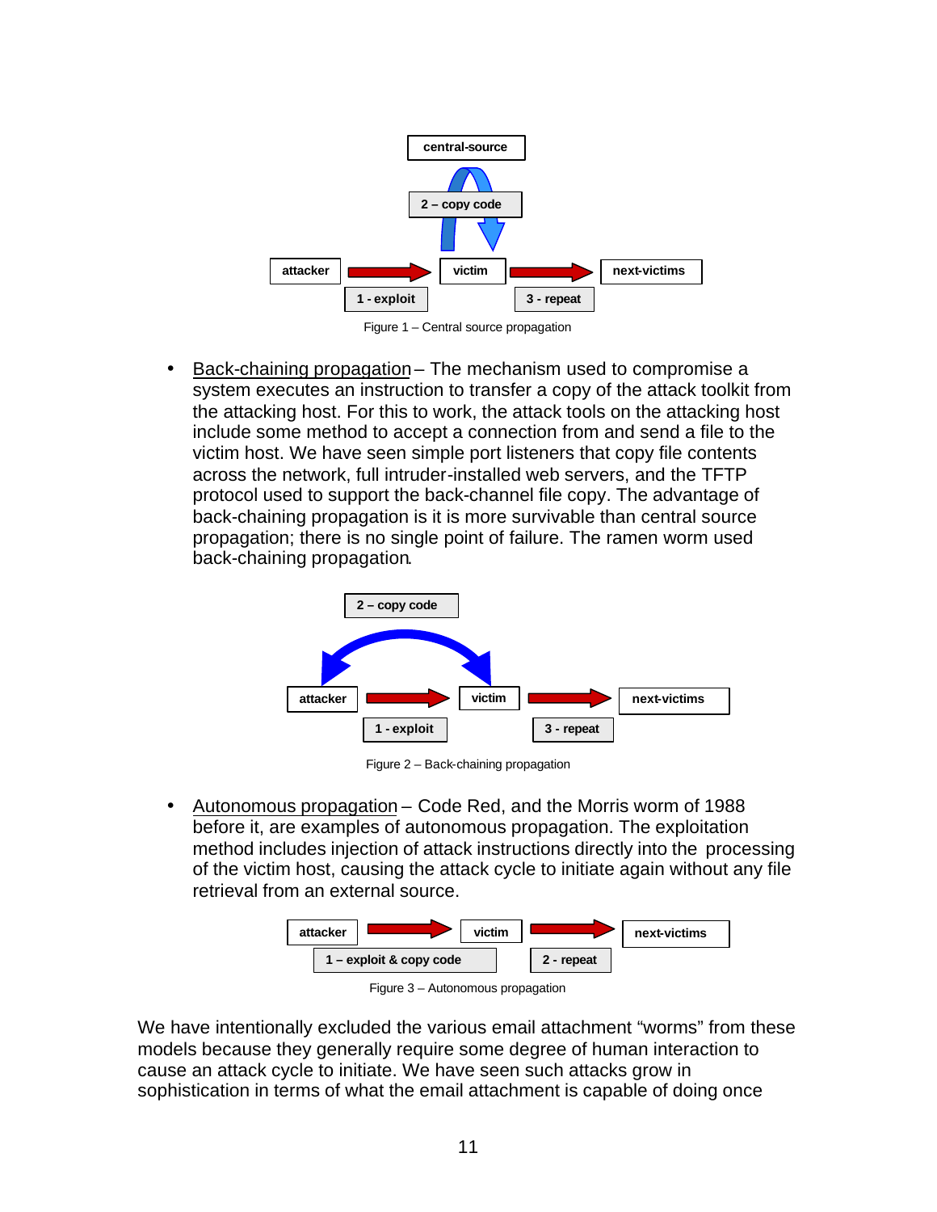Figure 1 – Central source propagation

- Back-chaining propagation – The mechanism used to compromise a system executes an instruction to transfer a copy of the attack toolkit from the attacking host. For this to work, the attack tools on the attacking host include some method to accept a connection from and send a file to the victim host. We have seen simple port listeners that copy file contents across the network, full intruder-installed web servers, and the TFTP protocol used to support the back-channel file copy. The advantage of back-chaining propagation is it is more survivable than central source propagation; there is no single point of failure. The ramen worm used back-chaining propagation.

Figure 2 – Back-chaining propagation

- Autonomous propagation – Code Red, and the Morris worm of 1988 before it, are examples of autonomous propagation. The exploitation method includes injection of attack instructions directly into the processing of the victim host, causing the attack cycle to initiate again without any file retrieval from an external source.

Figure 3 – Autonomous propagation

We have intentionally excluded the various email attachment "worms" from these models because they generally require some degree of human interaction to cause an attack cycle to initiate. We have seen such attacks grow in sophistication in terms of what the email attachment is capable of doing once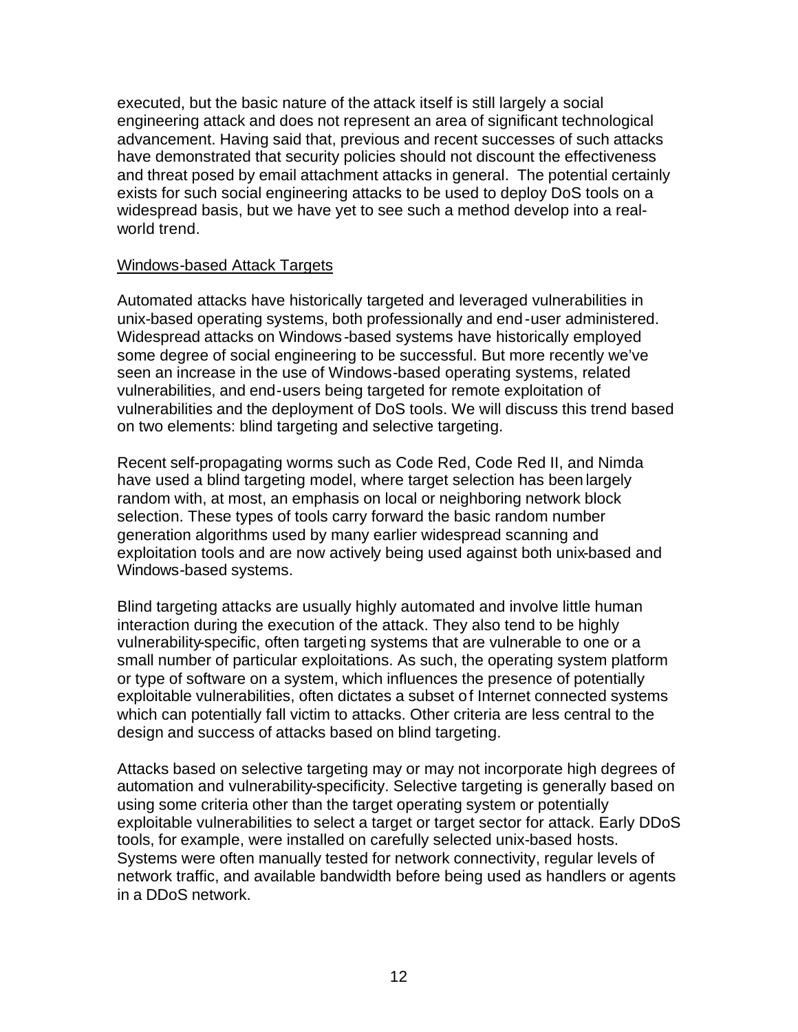executed, but the basic nature of the attack itself is still largely a social engineering attack and does not represent an area of significant technological advancement. Having said that, previous and recent successes of such attacks have demonstrated that security policies should not discount the effectiveness and threat posed by email attachment attacks in general. The potential certainly exists for such social engineering attacks to be used to deploy DoS tools on a widespread basis, but we have yet to see such a method develop into a real-world trend.

### Windows-based Attack Targets

Automated attacks have historically targeted and leveraged vulnerabilities in unix-based operating systems, both professionally and end-user administered. Widespread attacks on Windows-based systems have historically employed some degree of social engineering to be successful. But more recently we've seen an increase in the use of Windows-based operating systems, related vulnerabilities, and end-users being targeted for remote exploitation of vulnerabilities and the deployment of DoS tools. We will discuss this trend based on two elements: blind targeting and selective targeting.

Recent self-propagating worms such as Code Red, Code Red II, and Nimda have used a blind targeting model, where target selection has been largely random with, at most, an emphasis on local or neighboring network block selection. These types of tools carry forward the basic random number generation algorithms used by many earlier widespread scanning and exploitation tools and are now actively being used against both unix-based and Windows-based systems.

Blind targeting attacks are usually highly automated and involve little human interaction during the execution of the attack. They also tend to be highly vulnerability-specific, often targeting systems that are vulnerable to one or a small number of particular exploitations. As such, the operating system platform or type of software on a system, which influences the presence of potentially exploitable vulnerabilities, often dictates a subset of Internet connected systems which can potentially fall victim to attacks. Other criteria are less central to the design and success of attacks based on blind targeting.

Attacks based on selective targeting may or may not incorporate high degrees of automation and vulnerability-specificity. Selective targeting is generally based on using some criteria other than the target operating system or potentially exploitable vulnerabilities to select a target or target sector for attack. Early DDoS tools, for example, were installed on carefully selected unix-based hosts. Systems were often manually tested for network connectivity, regular levels of network traffic, and available bandwidth before being used as handlers or agents in a DDoS network.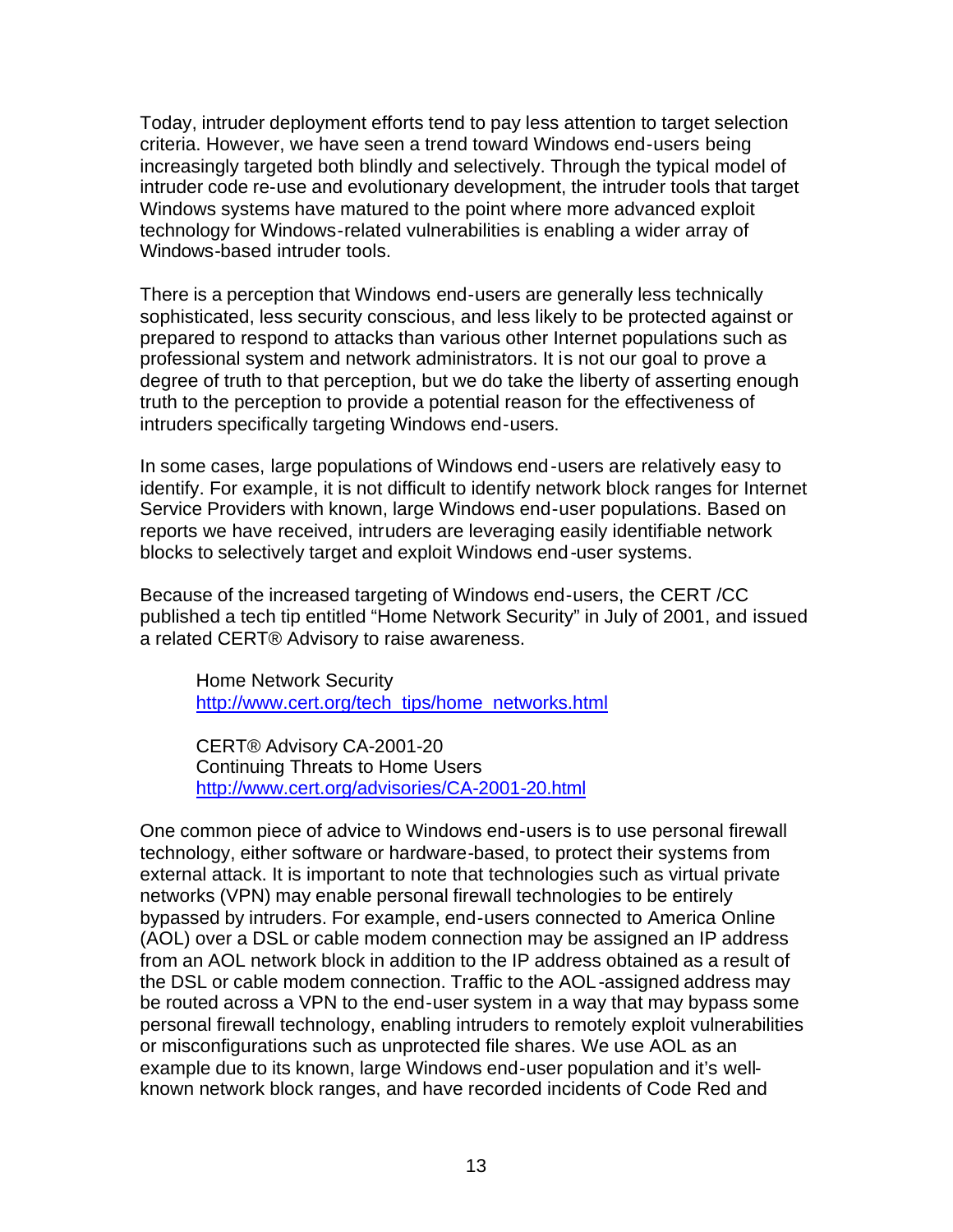Today, intruder deployment efforts tend to pay less attention to target selection criteria. However, we have seen a trend toward Windows end-users being increasingly targeted both blindly and selectively. Through the typical model of intruder code re-use and evolutionary development, the intruder tools that target Windows systems have matured to the point where more advanced exploit technology for Windows-related vulnerabilities is enabling a wider array of Windows-based intruder tools.

There is a perception that Windows end-users are generally less technically sophisticated, less security conscious, and less likely to be protected against or prepared to respond to attacks than various other Internet populations such as professional system and network administrators. It is not our goal to prove a degree of truth to that perception, but we do take the liberty of asserting enough truth to the perception to provide a potential reason for the effectiveness of intruders specifically targeting Windows end-users.

In some cases, large populations of Windows end-users are relatively easy to identify. For example, it is not difficult to identify network block ranges for Internet Service Providers with known, large Windows end-user populations. Based on reports we have received, intruders are leveraging easily identifiable network blocks to selectively target and exploit Windows end-user systems.

Because of the increased targeting of Windows end-users, the CERT /CC published a tech tip entitled "Home Network Security" in July of 2001, and issued a related CERT® Advisory to raise awareness.

> Home Network Security
> http://www.cert.org/tech_tips/home_networks.html
>
> CERT® Advisory CA-2001-20
> Continuing Threats to Home Users
> http://www.cert.org/advisories/CA-2001-20.html

One common piece of advice to Windows end-users is to use personal firewall technology, either software or hardware-based, to protect their systems from external attack. It is important to note that technologies such as virtual private networks (VPN) may enable personal firewall technologies to be entirely bypassed by intruders. For example, end-users connected to America Online (AOL) over a DSL or cable modem connection may be assigned an IP address from an AOL network block in addition to the IP address obtained as a result of the DSL or cable modem connection. Traffic to the AOL-assigned address may be routed across a VPN to the end-user system in a way that may bypass some personal firewall technology, enabling intruders to remotely exploit vulnerabilities or misconfigurations such as unprotected file shares. We use AOL as an example due to its known, large Windows end-user population and it's well-known network block ranges, and have recorded incidents of Code Red and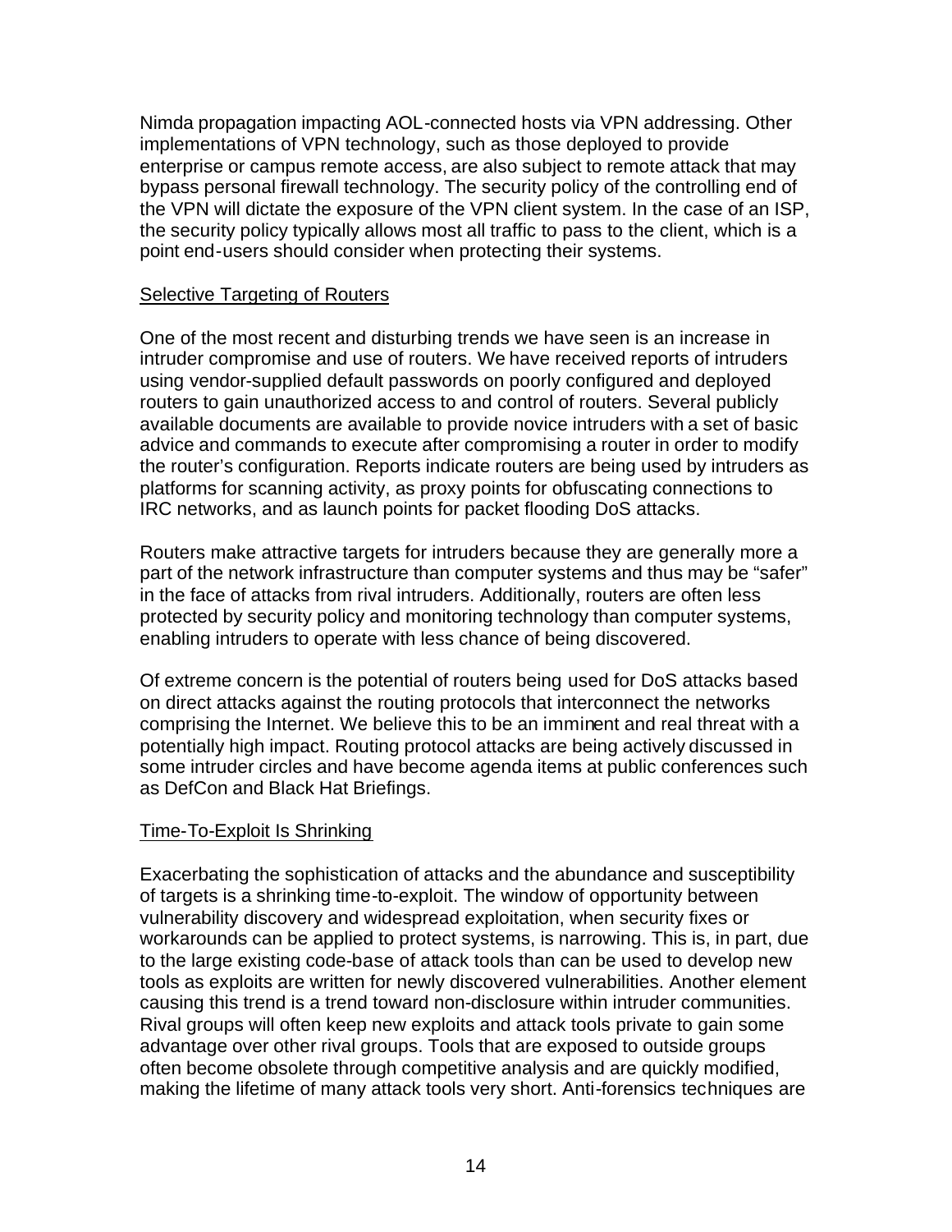Nimda propagation impacting AOL-connected hosts via VPN addressing. Other implementations of VPN technology, such as those deployed to provide enterprise or campus remote access, are also subject to remote attack that may bypass personal firewall technology. The security policy of the controlling end of the VPN will dictate the exposure of the VPN client system. In the case of an ISP, the security policy typically allows most all traffic to pass to the client, which is a point end-users should consider when protecting their systems.

### Selective Targeting of Routers

One of the most recent and disturbing trends we have seen is an increase in intruder compromise and use of routers. We have received reports of intruders using vendor-supplied default passwords on poorly configured and deployed routers to gain unauthorized access to and control of routers. Several publicly available documents are available to provide novice intruders with a set of basic advice and commands to execute after compromising a router in order to modify the router's configuration. Reports indicate routers are being used by intruders as platforms for scanning activity, as proxy points for obfuscating connections to IRC networks, and as launch points for packet flooding DoS attacks.

Routers make attractive targets for intruders because they are generally more a part of the network infrastructure than computer systems and thus may be "safer" in the face of attacks from rival intruders. Additionally, routers are often less protected by security policy and monitoring technology than computer systems, enabling intruders to operate with less chance of being discovered.

Of extreme concern is the potential of routers being used for DoS attacks based on direct attacks against the routing protocols that interconnect the networks comprising the Internet. We believe this to be an imminent and real threat with a potentially high impact. Routing protocol attacks are being actively discussed in some intruder circles and have become agenda items at public conferences such as DefCon and Black Hat Briefings.

### Time-To-Exploit Is Shrinking

Exacerbating the sophistication of attacks and the abundance and susceptibility of targets is a shrinking time-to-exploit. The window of opportunity between vulnerability discovery and widespread exploitation, when security fixes or workarounds can be applied to protect systems, is narrowing. This is, in part, due to the large existing code-base of attack tools than can be used to develop new tools as exploits are written for newly discovered vulnerabilities. Another element causing this trend is a trend toward non-disclosure within intruder communities. Rival groups will often keep new exploits and attack tools private to gain some advantage over other rival groups. Tools that are exposed to outside groups often become obsolete through competitive analysis and are quickly modified, making the lifetime of many attack tools very short. Anti-forensics techniques are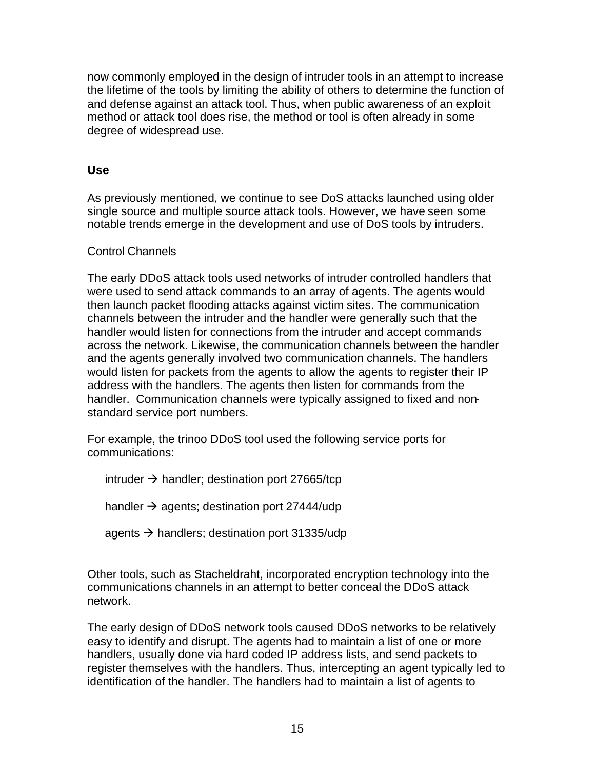now commonly employed in the design of intruder tools in an attempt to increase the lifetime of the tools by limiting the ability of others to determine the function of and defense against an attack tool. Thus, when public awareness of an exploit method or attack tool does rise, the method or tool is often already in some degree of widespread use.

### Use

As previously mentioned, we continue to see DoS attacks launched using older single source and multiple source attack tools. However, we have seen some notable trends emerge in the development and use of DoS tools by intruders.

<u>Control Channels</u>

The early DDoS attack tools used networks of intruder controlled handlers that were used to send attack commands to an array of agents. The agents would then launch packet flooding attacks against victim sites. The communication channels between the intruder and the handler were generally such that the handler would listen for connections from the intruder and accept commands across the network. Likewise, the communication channels between the handler and the agents generally involved two communication channels. The handlers would listen for packets from the agents to allow the agents to register their IP address with the handlers. The agents then listen for commands from the handler. Communication channels were typically assigned to fixed and non-standard service port numbers.

For example, the trinoo DDoS tool used the following service ports for communications:

intruder → handler; destination port 27665/tcp

handler → agents; destination port 27444/udp

agents → handlers; destination port 31335/udp

Other tools, such as Stacheldraht, incorporated encryption technology into the communications channels in an attempt to better conceal the DDoS attack network.

The early design of DDoS network tools caused DDoS networks to be relatively easy to identify and disrupt. The agents had to maintain a list of one or more handlers, usually done via hard coded IP address lists, and send packets to register themselves with the handlers. Thus, intercepting an agent typically led to identification of the handler. The handlers had to maintain a list of agents to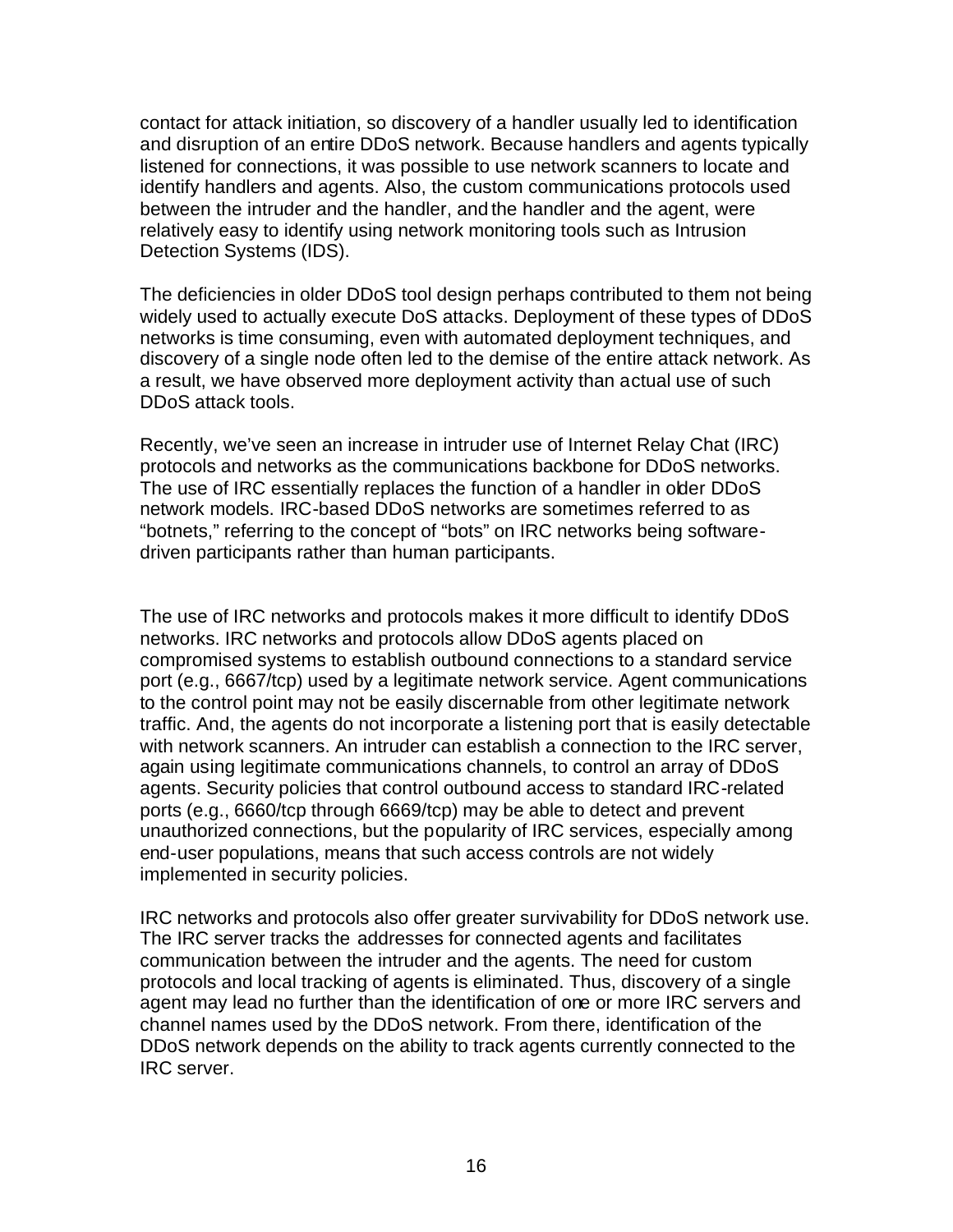contact for attack initiation, so discovery of a handler usually led to identification and disruption of an entire DDoS network. Because handlers and agents typically listened for connections, it was possible to use network scanners to locate and identify handlers and agents. Also, the custom communications protocols used between the intruder and the handler, and the handler and the agent, were relatively easy to identify using network monitoring tools such as Intrusion Detection Systems (IDS).

The deficiencies in older DDoS tool design perhaps contributed to them not being widely used to actually execute DoS attacks. Deployment of these types of DDoS networks is time consuming, even with automated deployment techniques, and discovery of a single node often led to the demise of the entire attack network. As a result, we have observed more deployment activity than actual use of such DDoS attack tools.

Recently, we've seen an increase in intruder use of Internet Relay Chat (IRC) protocols and networks as the communications backbone for DDoS networks. The use of IRC essentially replaces the function of a handler in older DDoS network models. IRC-based DDoS networks are sometimes referred to as "botnets," referring to the concept of "bots" on IRC networks being software-driven participants rather than human participants.

The use of IRC networks and protocols makes it more difficult to identify DDoS networks. IRC networks and protocols allow DDoS agents placed on compromised systems to establish outbound connections to a standard service port (e.g., 6667/tcp) used by a legitimate network service. Agent communications to the control point may not be easily discernable from other legitimate network traffic. And, the agents do not incorporate a listening port that is easily detectable with network scanners. An intruder can establish a connection to the IRC server, again using legitimate communications channels, to control an array of DDoS agents. Security policies that control outbound access to standard IRC-related ports (e.g., 6660/tcp through 6669/tcp) may be able to detect and prevent unauthorized connections, but the popularity of IRC services, especially among end-user populations, means that such access controls are not widely implemented in security policies.

IRC networks and protocols also offer greater survivability for DDoS network use. The IRC server tracks the addresses for connected agents and facilitates communication between the intruder and the agents. The need for custom protocols and local tracking of agents is eliminated. Thus, discovery of a single agent may lead no further than the identification of one or more IRC servers and channel names used by the DDoS network. From there, identification of the DDoS network depends on the ability to track agents currently connected to the IRC server.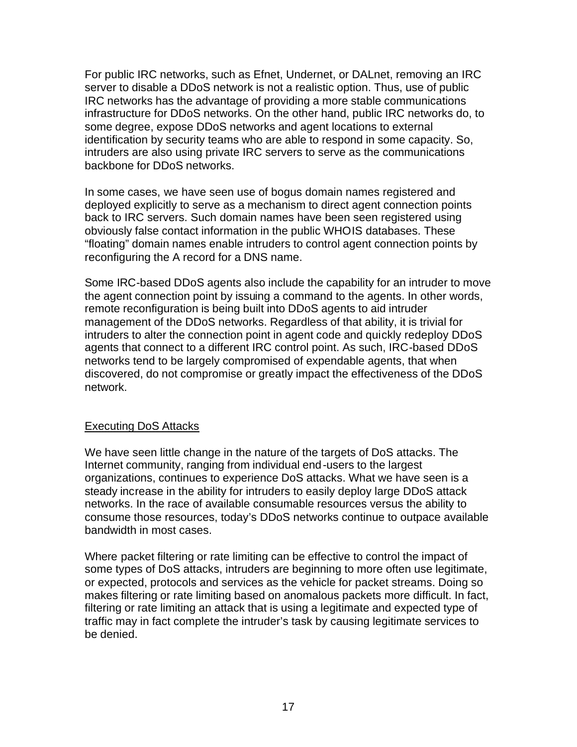For public IRC networks, such as Efnet, Undernet, or DALnet, removing an IRC server to disable a DDoS network is not a realistic option. Thus, use of public IRC networks has the advantage of providing a more stable communications infrastructure for DDoS networks. On the other hand, public IRC networks do, to some degree, expose DDoS networks and agent locations to external identification by security teams who are able to respond in some capacity. So, intruders are also using private IRC servers to serve as the communications backbone for DDoS networks.

In some cases, we have seen use of bogus domain names registered and deployed explicitly to serve as a mechanism to direct agent connection points back to IRC servers. Such domain names have been seen registered using obviously false contact information in the public WHOIS databases. These "floating" domain names enable intruders to control agent connection points by reconfiguring the A record for a DNS name.

Some IRC-based DDoS agents also include the capability for an intruder to move the agent connection point by issuing a command to the agents. In other words, remote reconfiguration is being built into DDoS agents to aid intruder management of the DDoS networks. Regardless of that ability, it is trivial for intruders to alter the connection point in agent code and quickly redeploy DDoS agents that connect to a different IRC control point. As such, IRC-based DDoS networks tend to be largely compromised of expendable agents, that when discovered, do not compromise or greatly impact the effectiveness of the DDoS network.

## Executing DoS Attacks

We have seen little change in the nature of the targets of DoS attacks. The Internet community, ranging from individual end-users to the largest organizations, continues to experience DoS attacks. What we have seen is a steady increase in the ability for intruders to easily deploy large DDoS attack networks. In the race of available consumable resources versus the ability to consume those resources, today's DDoS networks continue to outpace available bandwidth in most cases.

Where packet filtering or rate limiting can be effective to control the impact of some types of DoS attacks, intruders are beginning to more often use legitimate, or expected, protocols and services as the vehicle for packet streams. Doing so makes filtering or rate limiting based on anomalous packets more difficult. In fact, filtering or rate limiting an attack that is using a legitimate and expected type of traffic may in fact complete the intruder's task by causing legitimate services to be denied.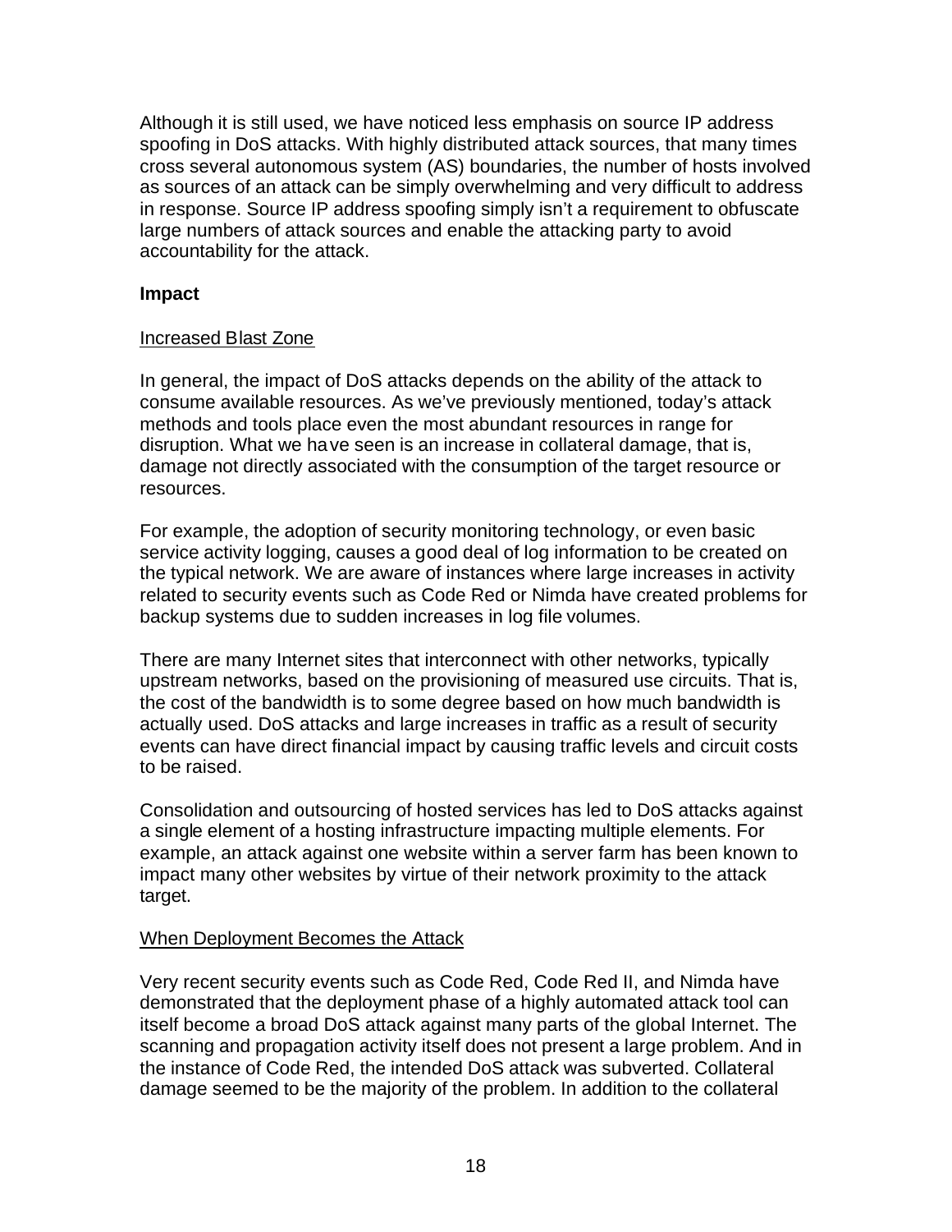Although it is still used, we have noticed less emphasis on source IP address spoofing in DoS attacks. With highly distributed attack sources, that many times cross several autonomous system (AS) boundaries, the number of hosts involved as sources of an attack can be simply overwhelming and very difficult to address in response. Source IP address spoofing simply isn't a requirement to obfuscate large numbers of attack sources and enable the attacking party to avoid accountability for the attack.

**Impact**

<u>Increased Blast Zone</u>

In general, the impact of DoS attacks depends on the ability of the attack to consume available resources. As we've previously mentioned, today's attack methods and tools place even the most abundant resources in range for disruption. What we have seen is an increase in collateral damage, that is, damage not directly associated with the consumption of the target resource or resources.

For example, the adoption of security monitoring technology, or even basic service activity logging, causes a good deal of log information to be created on the typical network. We are aware of instances where large increases in activity related to security events such as Code Red or Nimda have created problems for backup systems due to sudden increases in log file volumes.

There are many Internet sites that interconnect with other networks, typically upstream networks, based on the provisioning of measured use circuits. That is, the cost of the bandwidth is to some degree based on how much bandwidth is actually used. DoS attacks and large increases in traffic as a result of security events can have direct financial impact by causing traffic levels and circuit costs to be raised.

Consolidation and outsourcing of hosted services has led to DoS attacks against a single element of a hosting infrastructure impacting multiple elements. For example, an attack against one website within a server farm has been known to impact many other websites by virtue of their network proximity to the attack target.

<u>When Deployment Becomes the Attack</u>

Very recent security events such as Code Red, Code Red II, and Nimda have demonstrated that the deployment phase of a highly automated attack tool can itself become a broad DoS attack against many parts of the global Internet. The scanning and propagation activity itself does not present a large problem. And in the instance of Code Red, the intended DoS attack was subverted. Collateral damage seemed to be the majority of the problem. In addition to the collateral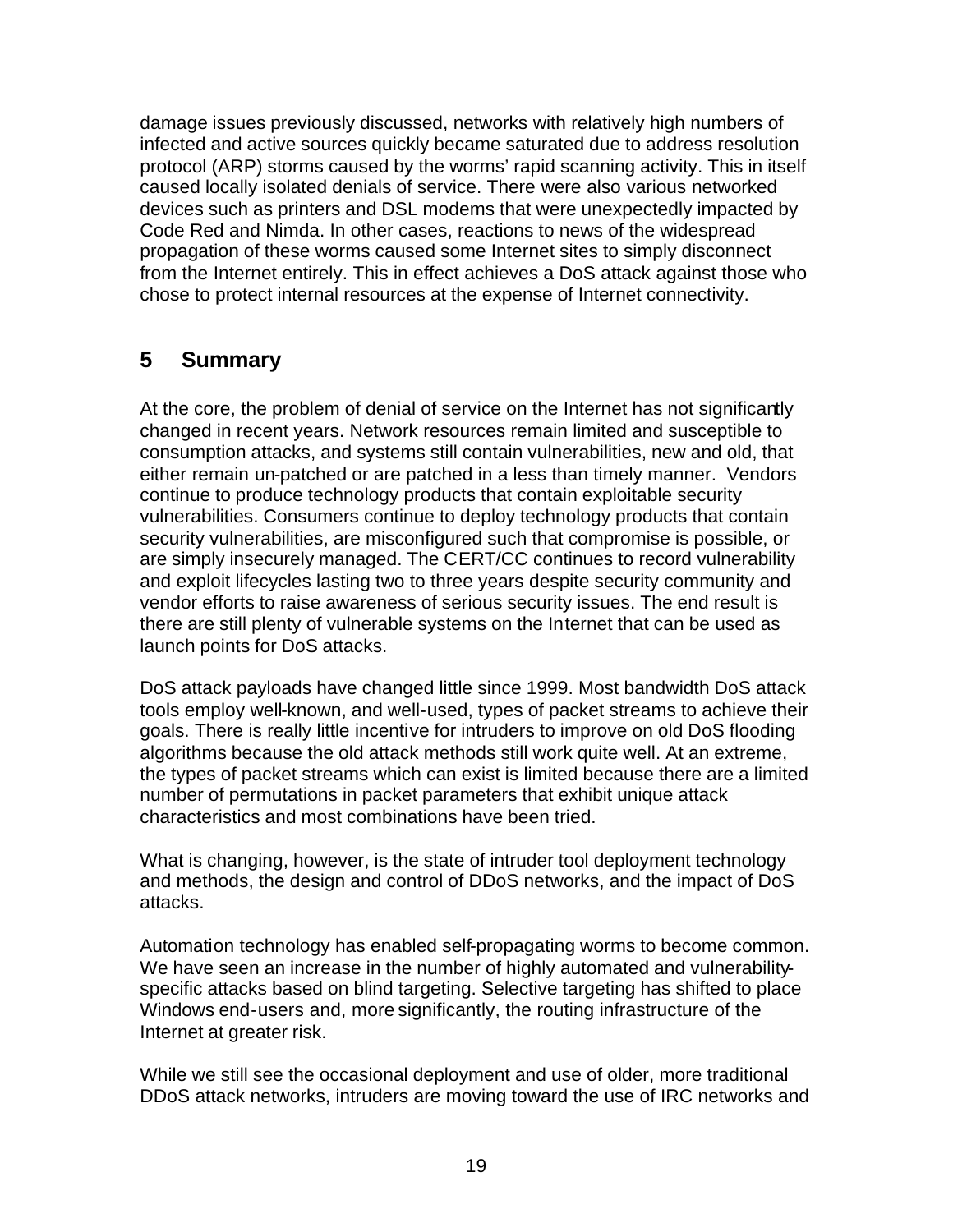damage issues previously discussed, networks with relatively high numbers of infected and active sources quickly became saturated due to address resolution protocol (ARP) storms caused by the worms' rapid scanning activity. This in itself caused locally isolated denials of service. There were also various networked devices such as printers and DSL modems that were unexpectedly impacted by Code Red and Nimda. In other cases, reactions to news of the widespread propagation of these worms caused some Internet sites to simply disconnect from the Internet entirely. This in effect achieves a DoS attack against those who chose to protect internal resources at the expense of Internet connectivity.

## 5 Summary

At the core, the problem of denial of service on the Internet has not significantly changed in recent years. Network resources remain limited and susceptible to consumption attacks, and systems still contain vulnerabilities, new and old, that either remain un-patched or are patched in a less than timely manner. Vendors continue to produce technology products that contain exploitable security vulnerabilities. Consumers continue to deploy technology products that contain security vulnerabilities, are misconfigured such that compromise is possible, or are simply insecurely managed. The CERT/CC continues to record vulnerability and exploit lifecycles lasting two to three years despite security community and vendor efforts to raise awareness of serious security issues. The end result is there are still plenty of vulnerable systems on the Internet that can be used as launch points for DoS attacks.

DoS attack payloads have changed little since 1999. Most bandwidth DoS attack tools employ well-known, and well-used, types of packet streams to achieve their goals. There is really little incentive for intruders to improve on old DoS flooding algorithms because the old attack methods still work quite well. At an extreme, the types of packet streams which can exist is limited because there are a limited number of permutations in packet parameters that exhibit unique attack characteristics and most combinations have been tried.

What is changing, however, is the state of intruder tool deployment technology and methods, the design and control of DDoS networks, and the impact of DoS attacks.

Automation technology has enabled self-propagating worms to become common. We have seen an increase in the number of highly automated and vulnerability-specific attacks based on blind targeting. Selective targeting has shifted to place Windows end-users and, more significantly, the routing infrastructure of the Internet at greater risk.

While we still see the occasional deployment and use of older, more traditional DDoS attack networks, intruders are moving toward the use of IRC networks and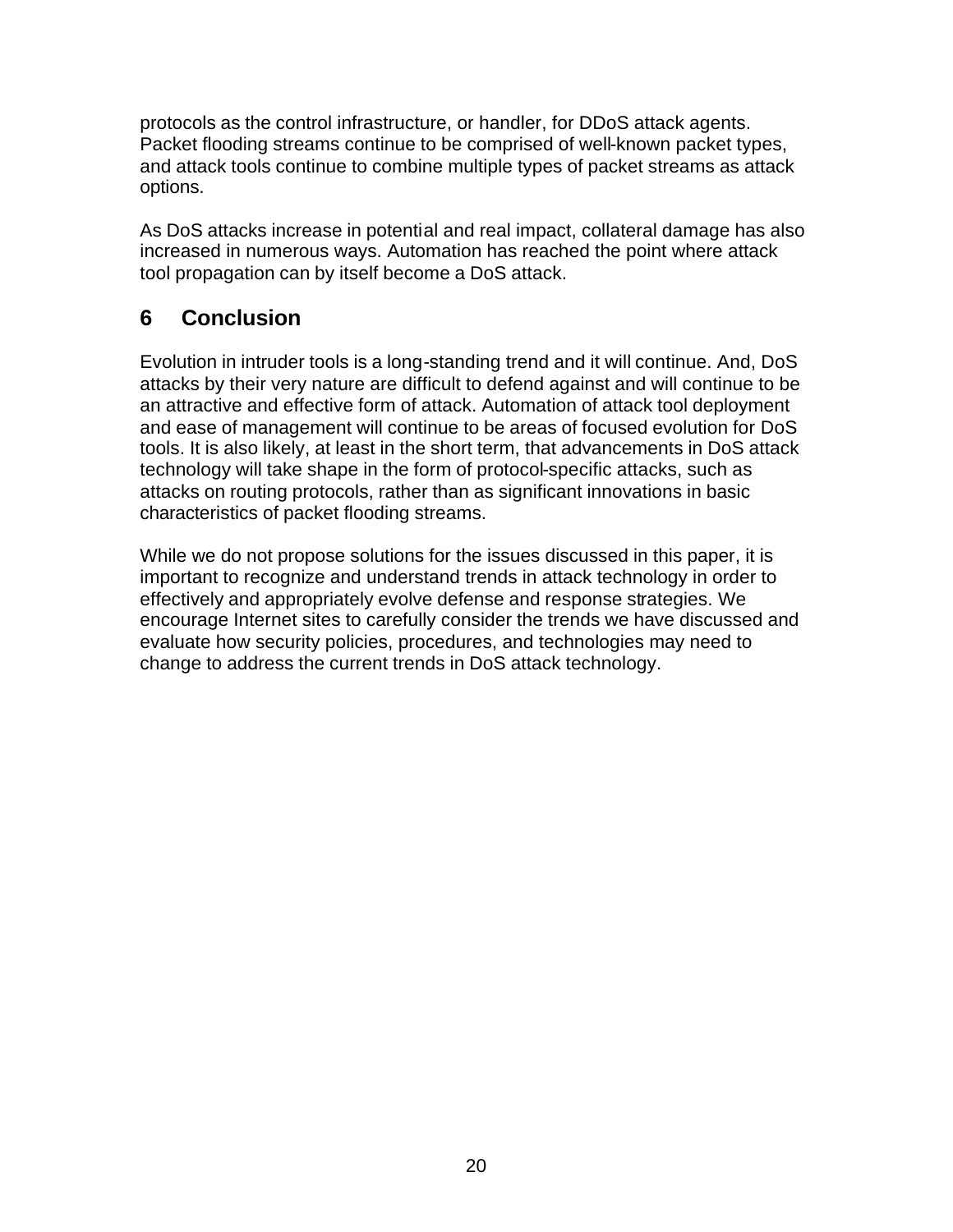protocols as the control infrastructure, or handler, for DDoS attack agents. Packet flooding streams continue to be comprised of well-known packet types, and attack tools continue to combine multiple types of packet streams as attack options.

As DoS attacks increase in potential and real impact, collateral damage has also increased in numerous ways. Automation has reached the point where attack tool propagation can by itself become a DoS attack.

## 6 Conclusion

Evolution in intruder tools is a long-standing trend and it will continue. And, DoS attacks by their very nature are difficult to defend against and will continue to be an attractive and effective form of attack. Automation of attack tool deployment and ease of management will continue to be areas of focused evolution for DoS tools. It is also likely, at least in the short term, that advancements in DoS attack technology will take shape in the form of protocol-specific attacks, such as attacks on routing protocols, rather than as significant innovations in basic characteristics of packet flooding streams.

While we do not propose solutions for the issues discussed in this paper, it is important to recognize and understand trends in attack technology in order to effectively and appropriately evolve defense and response strategies. We encourage Internet sites to carefully consider the trends we have discussed and evaluate how security policies, procedures, and technologies may need to change to address the current trends in DoS attack technology.